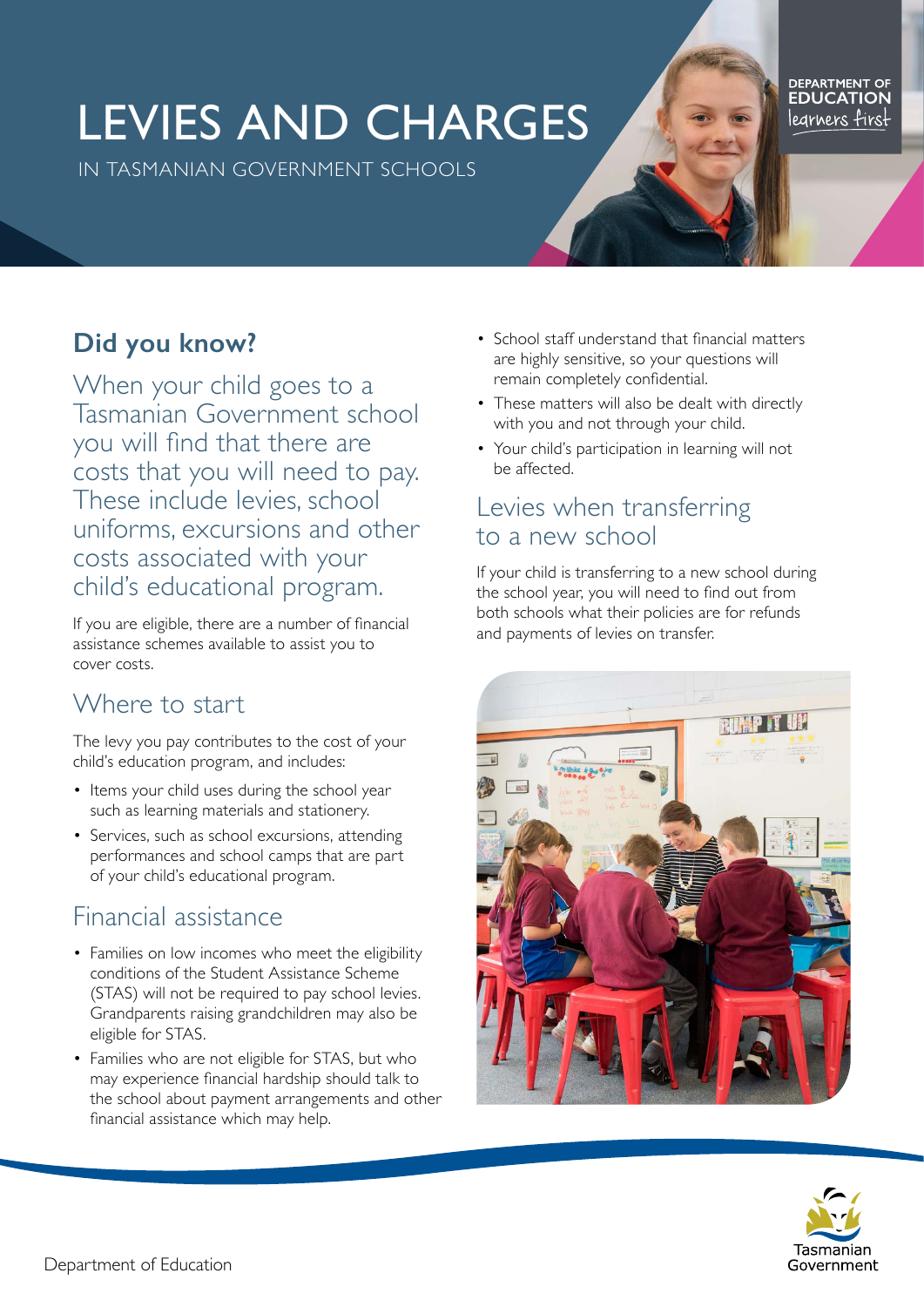# LEVIES AND CHARGES

IN TASMANIAN GOVERNMENT SCHOOLS

## Did you know?

When your child goes to a Tasmanian Government school you will find that there are costs that you will need to pay. These include levies, school uniforms, excursions and other costs associated with your child's educational program.

If you are eligible, there are a number of financial assistance schemes available to assist you to cover costs.

## Where to start

The levy you pay contributes to the cost of your child's education program, and includes:

- Items your child uses during the school year such as learning materials and stationery.
- Services, such as school excursions, attending performances and school camps that are part of your child's educational program.

## Financial assistance

- Families on low incomes who meet the eligibility conditions of the Student Assistance Scheme (STAS) will not be required to pay school levies. Grandparents raising grandchildren may also be eligible for STAS.
- Families who are not eligible for STAS, but who may experience financial hardship should talk to the school about payment arrangements and other financial assistance which may help.
- School staff understand that financial matters are highly sensitive, so your questions will remain completely confidential.
- These matters will also be dealt with directly with you and not through your child.
- Your child's participation in learning will not be affected.

## Levies when transferring to a new school

If your child is transferring to a new school during the school year, you will need to find out from both schools what their policies are for refunds and payments of levies on transfer.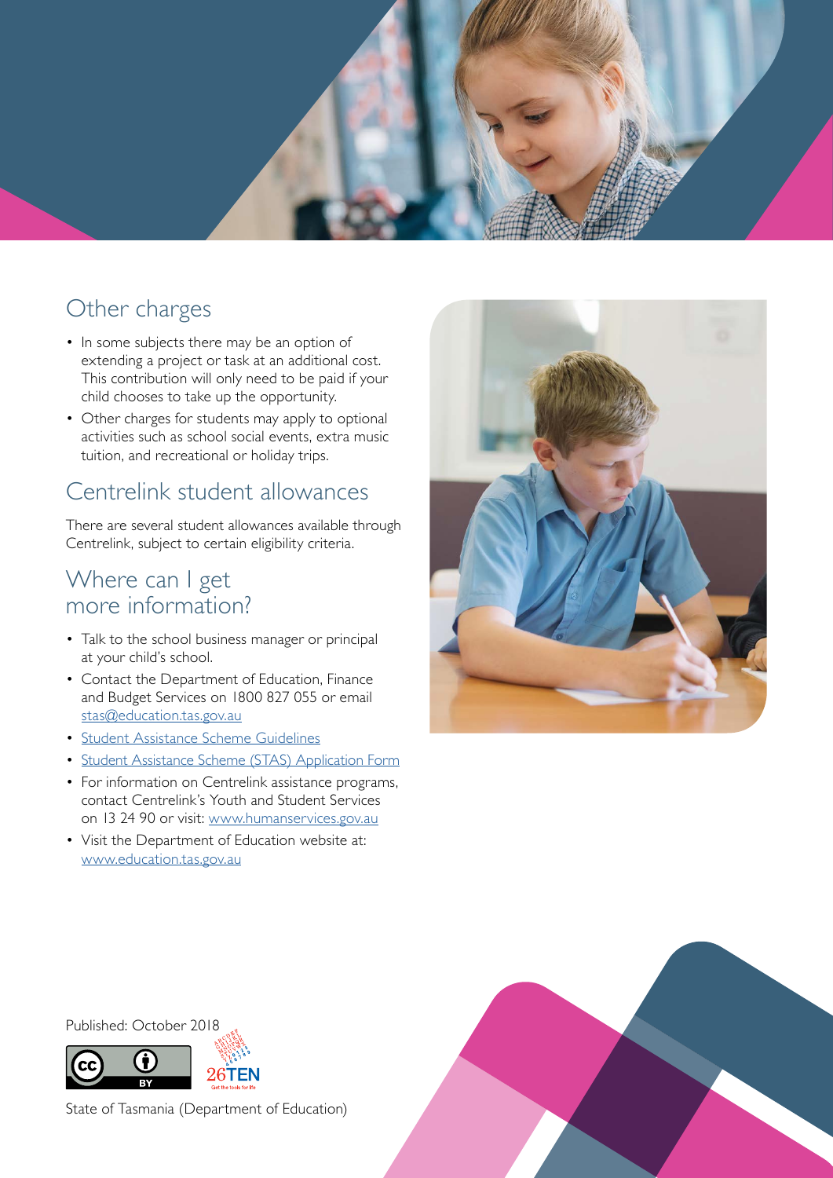## Other charges

- In some subjects there may be an option of extending a project or task at an additional cost. This contribution will only need to be paid if your child chooses to take up the opportunity.
- Other charges for students may apply to optional activities such as school social events, extra music tuition, and recreational or holiday trips.

## Centrelink student allowances

There are several student allowances available through Centrelink, subject to certain eligibility criteria.

## Where can I get more information?

- Talk to the school business manager or principal at your child's school.
- Contact the Department of Education, Finance and Budget Services on 1800 827 055 or email stas@education.tas.gov.au
- Student Assistance Scheme Guidelines
- Student Assistance Scheme (STAS) Application Form
- For information on Centrelink assistance programs, contact Centrelink's Youth and Student Services on 13 24 90 or visit: www.humanservices.gov.au
- Visit the Department of Education website at: www.education.tas.gov.au

Published: October 2018

State of Tasmania (Department of Education)